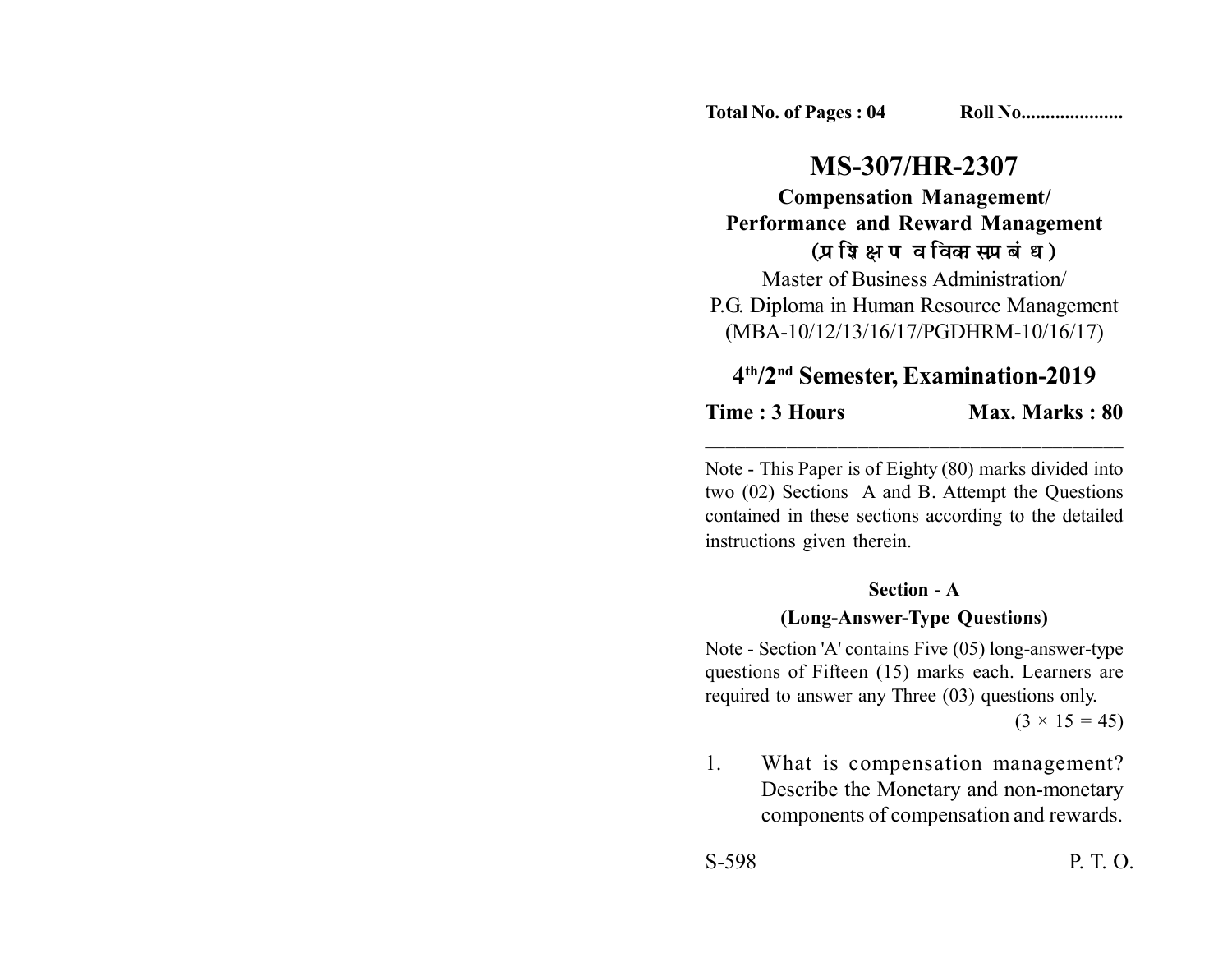Total No. of Pages : 04 Roll No....................

# MS-307/HR-2307

## Compensation Management/ Performance and Reward Management

**(प्रशिक्षण व विकास प्रबंध)**

Master of Business Administration/
P.G. Diploma in Human Resource Management
(MBA-10/12/13/16/17/PGDHRM-10/16/17)

## 4th/2nd Semester, Examination-2019

**Time : 3 Hours** **Max. Marks : 80**

---

Note - This Paper is of Eighty (80) marks divided into two (02) Sections A and B. Attempt the Questions contained in these sections according to the detailed instructions given therein.

### Section - A

**(Long-Answer-Type Questions)**

Note - Section 'A' contains Five (05) long-answer-type questions of Fifteen (15) marks each. Learners are required to answer any Three (03) questions only.

$(3 \times 15 = 45)$

1. What is compensation management? Describe the Monetary and non-monetary components of compensation and rewards.

S-598 P. T. O.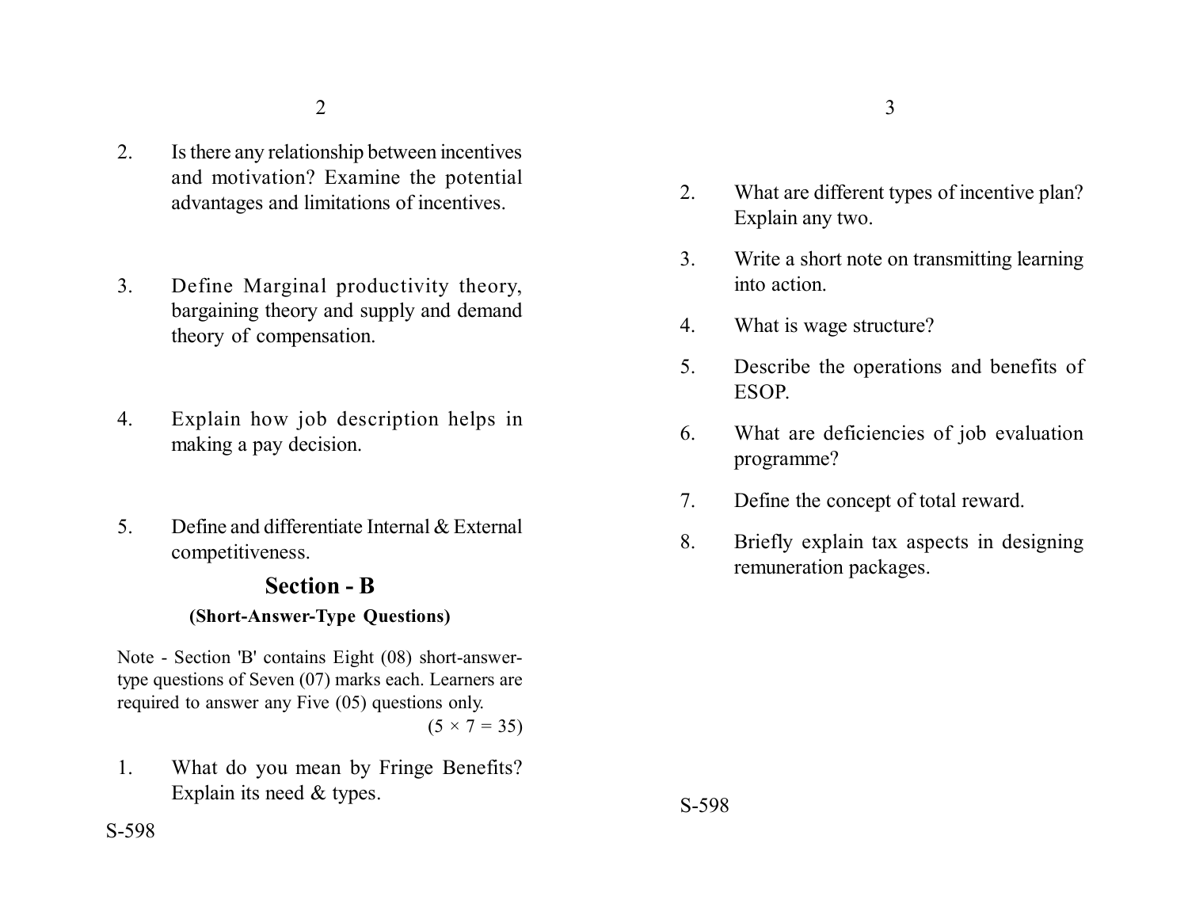2. Is there any relationship between incentives and motivation? Examine the potential advantages and limitations of incentives.

3. Define Marginal productivity theory, bargaining theory and supply and demand theory of compensation.

4. Explain how job description helps in making a pay decision.

5. Define and differentiate Internal & External competitiveness.

## Section - B

### (Short-Answer-Type Questions)

Note - Section 'B' contains Eight (08) short-answer-type questions of Seven (07) marks each. Learners are required to answer any Five (05) questions only.

(5 × 7 = 35)

1. What do you mean by Fringe Benefits? Explain its need & types.

2. What are different types of incentive plan? Explain any two.

3. Write a short note on transmitting learning into action.

4. What is wage structure?

5. Describe the operations and benefits of ESOP.

6. What are deficiencies of job evaluation programme?

7. Define the concept of total reward.

8. Briefly explain tax aspects in designing remuneration packages.

S-598